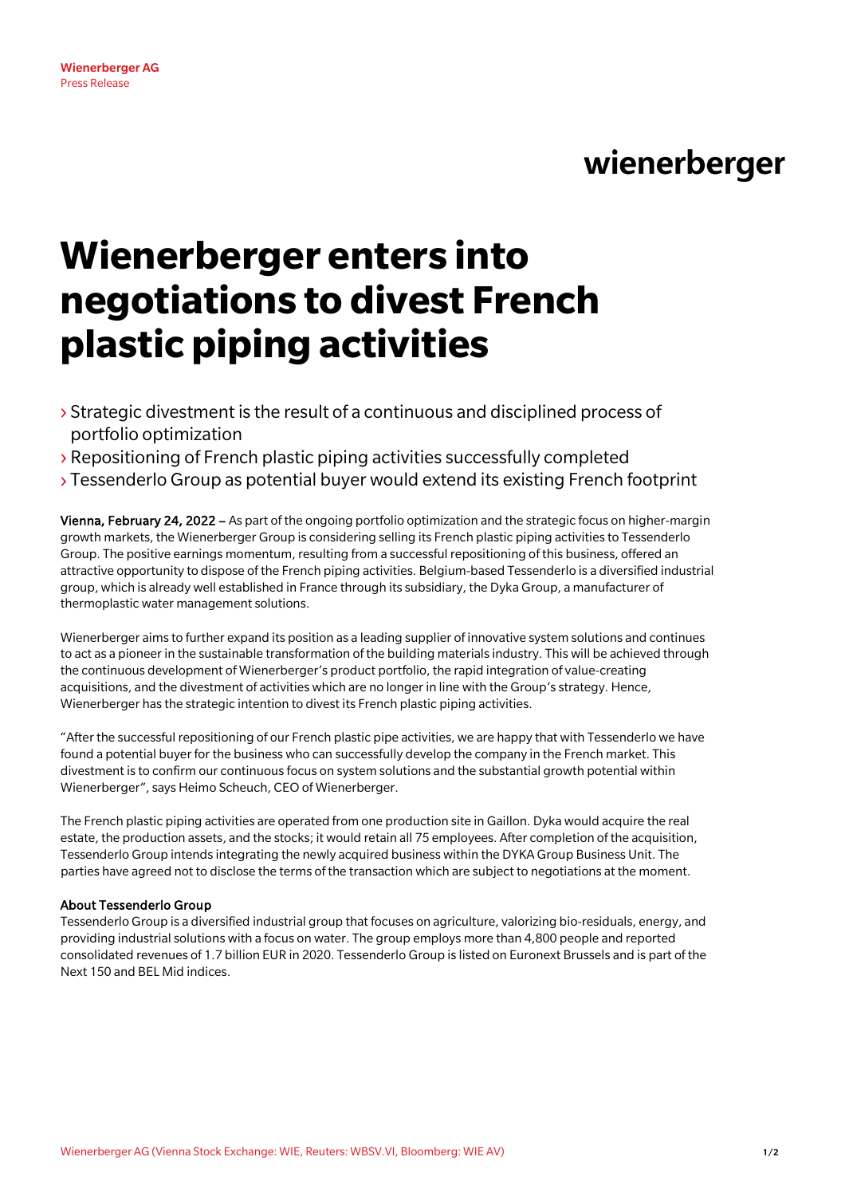**Wienerberger AG**
Press Release

# Wienerberger enters into negotiations to divest French plastic piping activities

- › Strategic divestment is the result of a continuous and disciplined process of portfolio optimization
- › Repositioning of French plastic piping activities successfully completed
- › Tessenderlo Group as potential buyer would extend its existing French footprint

**Vienna, February 24, 2022** – As part of the ongoing portfolio optimization and the strategic focus on higher-margin growth markets, the Wienerberger Group is considering selling its French plastic piping activities to Tessenderlo Group. The positive earnings momentum, resulting from a successful repositioning of this business, offered an attractive opportunity to dispose of the French piping activities. Belgium-based Tessenderlo is a diversified industrial group, which is already well established in France through its subsidiary, the Dyka Group, a manufacturer of thermoplastic water management solutions.

Wienerberger aims to further expand its position as a leading supplier of innovative system solutions and continues to act as a pioneer in the sustainable transformation of the building materials industry. This will be achieved through the continuous development of Wienerberger's product portfolio, the rapid integration of value-creating acquisitions, and the divestment of activities which are no longer in line with the Group's strategy. Hence, Wienerberger has the strategic intention to divest its French plastic piping activities.

"After the successful repositioning of our French plastic pipe activities, we are happy that with Tessenderlo we have found a potential buyer for the business who can successfully develop the company in the French market. This divestment is to confirm our continuous focus on system solutions and the substantial growth potential within Wienerberger", says Heimo Scheuch, CEO of Wienerberger.

The French plastic piping activities are operated from one production site in Gaillon. Dyka would acquire the real estate, the production assets, and the stocks; it would retain all 75 employees. After completion of the acquisition, Tessenderlo Group intends integrating the newly acquired business within the DYKA Group Business Unit. The parties have agreed not to disclose the terms of the transaction which are subject to negotiations at the moment.

**About Tessenderlo Group**
Tessenderlo Group is a diversified industrial group that focuses on agriculture, valorizing bio-residuals, energy, and providing industrial solutions with a focus on water. The group employs more than 4,800 people and reported consolidated revenues of 1.7 billion EUR in 2020. Tessenderlo Group is listed on Euronext Brussels and is part of the Next 150 and BEL Mid indices.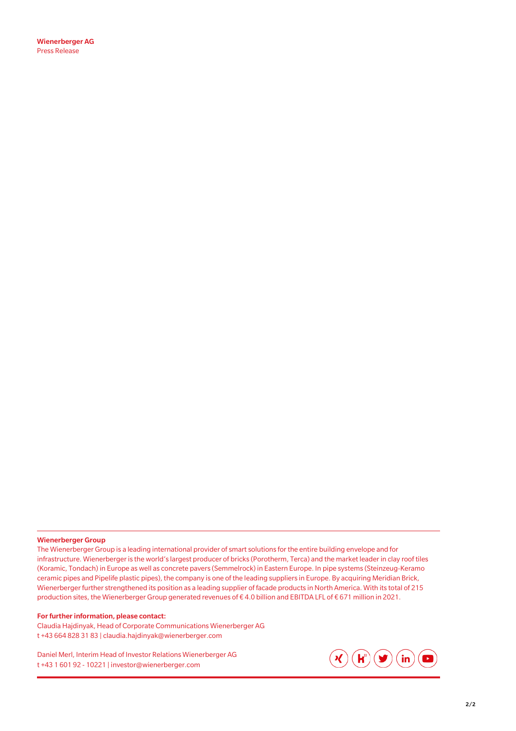**Wienerberger Group**

The Wienerberger Group is a leading international provider of smart solutions for the entire building envelope and for infrastructure. Wienerberger is the world's largest producer of bricks (Porotherm, Terca) and the market leader in clay roof tiles (Koramic, Tondach) in Europe as well as concrete pavers (Semmelrock) in Eastern Europe. In pipe systems (Steinzeug-Keramo ceramic pipes and Pipelife plastic pipes), the company is one of the leading suppliers in Europe. By acquiring Meridian Brick, Wienerberger further strengthened its position as a leading supplier of facade products in North America. With its total of 215 production sites, the Wienerberger Group generated revenues of € 4.0 billion and EBITDA LFL of € 671 million in 2021.

**For further information, please contact:**

Claudia Hajdinyak, Head of Corporate Communications Wienerberger AG
t +43 664 828 31 83 | claudia.hajdinyak@wienerberger.com

Daniel Merl, Interim Head of Investor Relations Wienerberger AG
t +43 1 601 92 - 10221 | investor@wienerberger.com